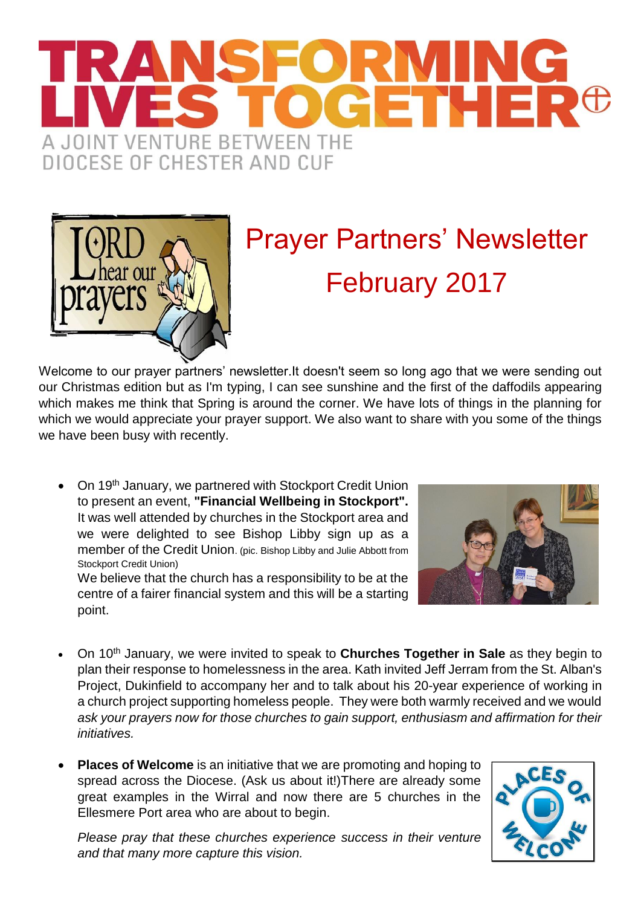# TRANSFORMING LIVES TOGETHER

A JOINT VENTURE BETWEEN THE DIOCESE OF CHESTER AND CUF

## Prayer Partners' Newsletter February 2017

Welcome to our prayer partners' newsletter.It doesn't seem so long ago that we were sending out our Christmas edition but as I'm typing, I can see sunshine and the first of the daffodils appearing which makes me think that Spring is around the corner. We have lots of things in the planning for which we would appreciate your prayer support. We also want to share with you some of the things we have been busy with recently.

- On 19th January, we partnered with Stockport Credit Union to present an event, **"Financial Wellbeing in Stockport".** It was well attended by churches in the Stockport area and we were delighted to see Bishop Libby sign up as a member of the Credit Union. (pic. Bishop Libby and Julie Abbott from Stockport Credit Union)
  We believe that the church has a responsibility to be at the centre of a fairer financial system and this will be a starting point.

- On 10th January, we were invited to speak to **Churches Together in Sale** as they begin to plan their response to homelessness in the area. Kath invited Jeff Jerram from the St. Alban's Project, Dukinfield to accompany her and to talk about his 20-year experience of working in a church project supporting homeless people. They were both warmly received and we would *ask your prayers now for those churches to gain support, enthusiasm and affirmation for their initiatives.*

- **Places of Welcome** is an initiative that we are promoting and hoping to spread across the Diocese. (Ask us about it!)There are already some great examples in the Wirral and now there are 5 churches in the Ellesmere Port area who are about to begin.

  *Please pray that these churches experience success in their venture and that many more capture this vision.*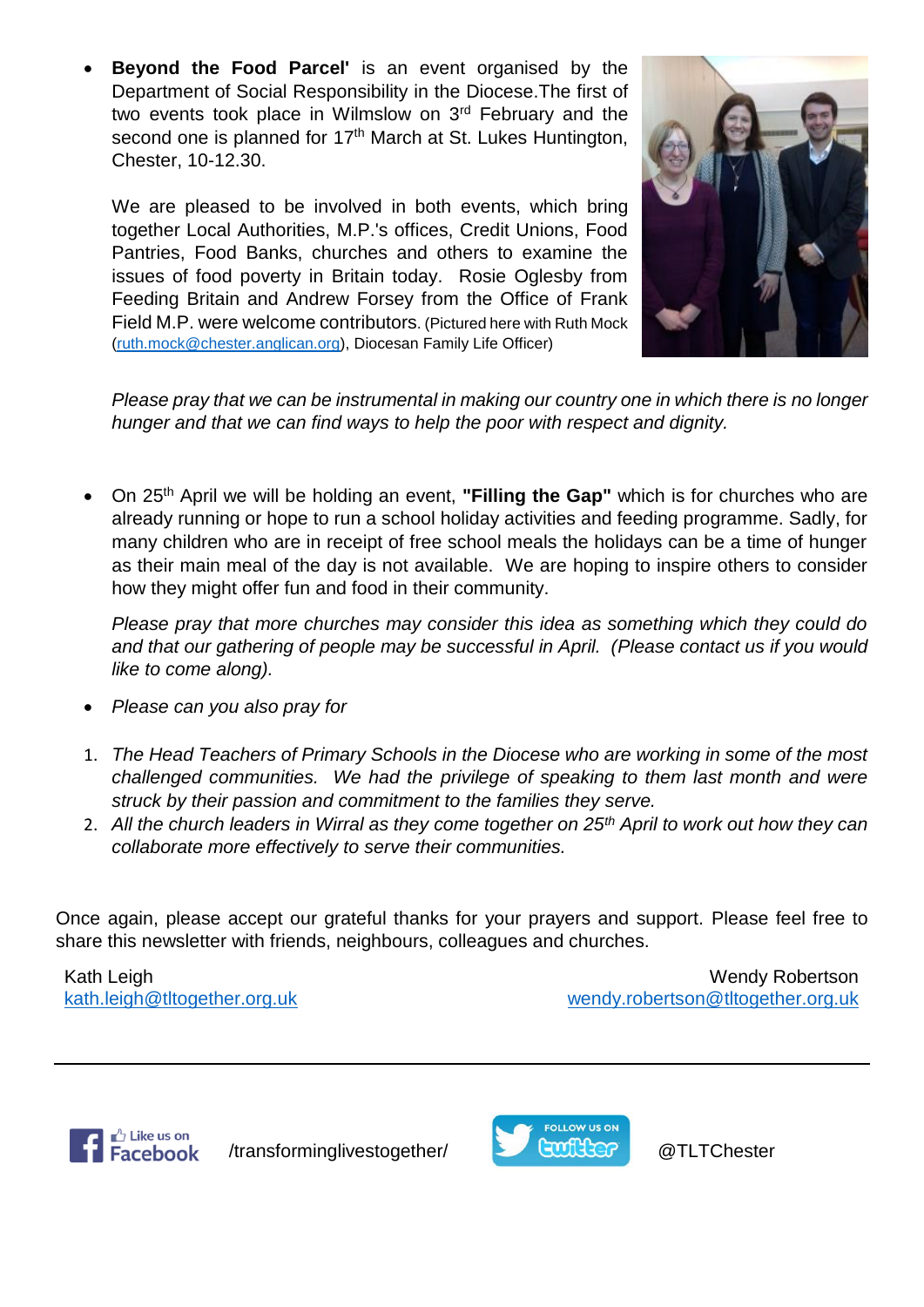- **Beyond the Food Parcel'** is an event organised by the Department of Social Responsibility in the Diocese.The first of two events took place in Wilmslow on 3rd February and the second one is planned for 17th March at St. Lukes Huntington, Chester, 10-12.30.

  We are pleased to be involved in both events, which bring together Local Authorities, M.P.'s offices, Credit Unions, Food Pantries, Food Banks, churches and others to examine the issues of food poverty in Britain today. Rosie Oglesby from Feeding Britain and Andrew Forsey from the Office of Frank Field M.P. were welcome contributors. (Pictured here with Ruth Mock (ruth.mock@chester.anglican.org), Diocesan Family Life Officer)

  *Please pray that we can be instrumental in making our country one in which there is no longer hunger and that we can find ways to help the poor with respect and dignity.*

- On 25th April we will be holding an event, **"Filling the Gap"** which is for churches who are already running or hope to run a school holiday activities and feeding programme. Sadly, for many children who are in receipt of free school meals the holidays can be a time of hunger as their main meal of the day is not available. We are hoping to inspire others to consider how they might offer fun and food in their community.

  *Please pray that more churches may consider this idea as something which they could do and that our gathering of people may be successful in April. (Please contact us if you would like to come along).*

- *Please can you also pray for*

1. *The Head Teachers of Primary Schools in the Diocese who are working in some of the most challenged communities. We had the privilege of speaking to them last month and were struck by their passion and commitment to the families they serve.*
2. *All the church leaders in Wirral as they come together on 25th April to work out how they can collaborate more effectively to serve their communities.*

Once again, please accept our grateful thanks for your prayers and support. Please feel free to share this newsletter with friends, neighbours, colleagues and churches.

Kath Leigh
kath.leigh@tltogether.org.uk

Wendy Robertson
wendy.robertson@tltogether.org.uk

---

Like us on Facebook /transforminglivestogether/

Follow us on twitter @TLTChester